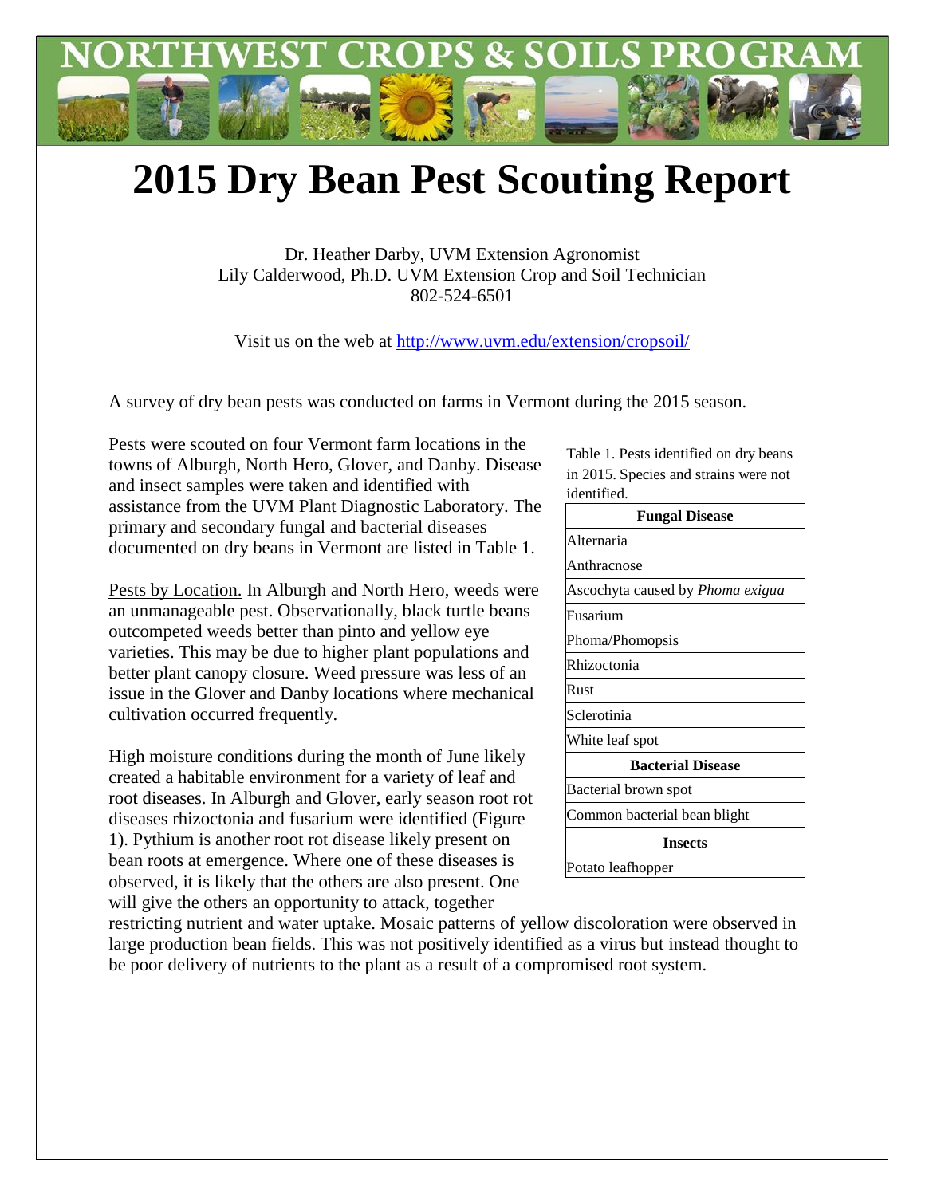# 2015 Dry Bean Pest Scouting Report

Dr. Heather Darby, UVM Extension Agronomist
Lily Calderwood, Ph.D. UVM Extension Crop and Soil Technician
802-524-6501

Visit us on the web at http://www.uvm.edu/extension/cropsoil/

A survey of dry bean pests was conducted on farms in Vermont during the 2015 season.

Pests were scouted on four Vermont farm locations in the towns of Alburgh, North Hero, Glover, and Danby. Disease and insect samples were taken and identified with assistance from the UVM Plant Diagnostic Laboratory. The primary and secondary fungal and bacterial diseases documented on dry beans in Vermont are listed in Table 1.

Table 1. Pests identified on dry beans in 2015. Species and strains were not identified.

| **Fungal Disease** |
|---|
| Alternaria |
| Anthracnose |
| Ascochyta caused by *Phoma exigua* |
| Fusarium |
| Phoma/Phomopsis |
| Rhizoctonia |
| Rust |
| Sclerotinia |
| White leaf spot |
| **Bacterial Disease** |
| Bacterial brown spot |
| Common bacterial bean blight |
| **Insects** |
| Potato leafhopper |

<u>Pests by Location.</u> In Alburgh and North Hero, weeds were an unmanageable pest. Observationally, black turtle beans outcompeted weeds better than pinto and yellow eye varieties. This may be due to higher plant populations and better plant canopy closure. Weed pressure was less of an issue in the Glover and Danby locations where mechanical cultivation occurred frequently.

High moisture conditions during the month of June likely created a habitable environment for a variety of leaf and root diseases. In Alburgh and Glover, early season root rot diseases rhizoctonia and fusarium were identified (Figure 1). Pythium is another root rot disease likely present on bean roots at emergence. Where one of these diseases is observed, it is likely that the others are also present. One will give the others an opportunity to attack, together restricting nutrient and water uptake. Mosaic patterns of yellow discoloration were observed in large production bean fields. This was not positively identified as a virus but instead thought to be poor delivery of nutrients to the plant as a result of a compromised root system.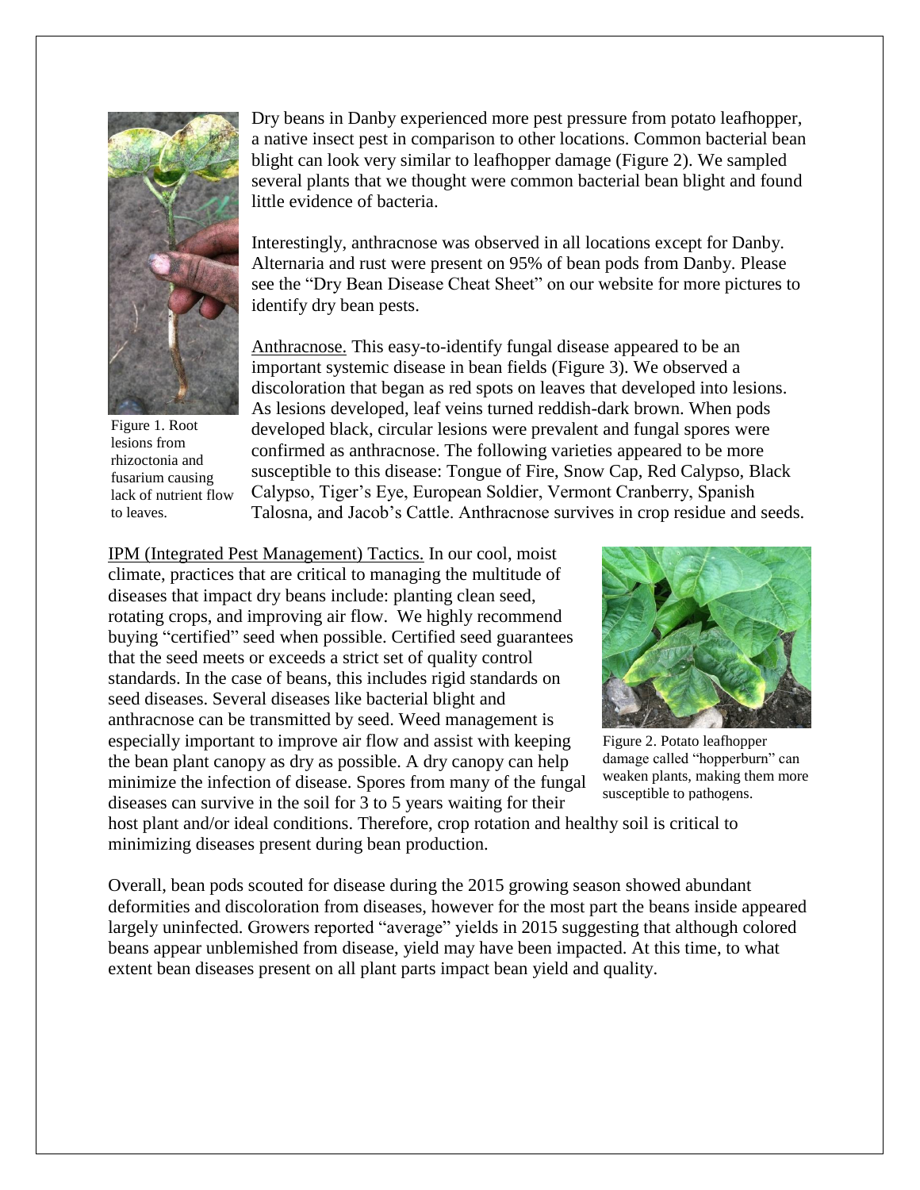Dry beans in Danby experienced more pest pressure from potato leafhopper, a native insect pest in comparison to other locations. Common bacterial bean blight can look very similar to leafhopper damage (Figure 2). We sampled several plants that we thought were common bacterial bean blight and found little evidence of bacteria.

Interestingly, anthracnose was observed in all locations except for Danby. Alternaria and rust were present on 95% of bean pods from Danby. Please see the "Dry Bean Disease Cheat Sheet" on our website for more pictures to identify dry bean pests.

Figure 1. Root lesions from rhizoctonia and fusarium causing lack of nutrient flow to leaves.

Anthracnose. This easy-to-identify fungal disease appeared to be an important systemic disease in bean fields (Figure 3). We observed a discoloration that began as red spots on leaves that developed into lesions. As lesions developed, leaf veins turned reddish-dark brown. When pods developed black, circular lesions were prevalent and fungal spores were confirmed as anthracnose. The following varieties appeared to be more susceptible to this disease: Tongue of Fire, Snow Cap, Red Calypso, Black Calypso, Tiger's Eye, European Soldier, Vermont Cranberry, Spanish Talosna, and Jacob's Cattle. Anthracnose survives in crop residue and seeds.

IPM (Integrated Pest Management) Tactics. In our cool, moist climate, practices that are critical to managing the multitude of diseases that impact dry beans include: planting clean seed, rotating crops, and improving air flow. We highly recommend buying "certified" seed when possible. Certified seed guarantees that the seed meets or exceeds a strict set of quality control standards. In the case of beans, this includes rigid standards on seed diseases. Several diseases like bacterial blight and anthracnose can be transmitted by seed. Weed management is especially important to improve air flow and assist with keeping the bean plant canopy as dry as possible. A dry canopy can help minimize the infection of disease. Spores from many of the fungal diseases can survive in the soil for 3 to 5 years waiting for their host plant and/or ideal conditions. Therefore, crop rotation and healthy soil is critical to minimizing diseases present during bean production.

Figure 2. Potato leafhopper damage called "hopperburn" can weaken plants, making them more susceptible to pathogens.

Overall, bean pods scouted for disease during the 2015 growing season showed abundant deformities and discoloration from diseases, however for the most part the beans inside appeared largely uninfected. Growers reported "average" yields in 2015 suggesting that although colored beans appear unblemished from disease, yield may have been impacted. At this time, to what extent bean diseases present on all plant parts impact bean yield and quality.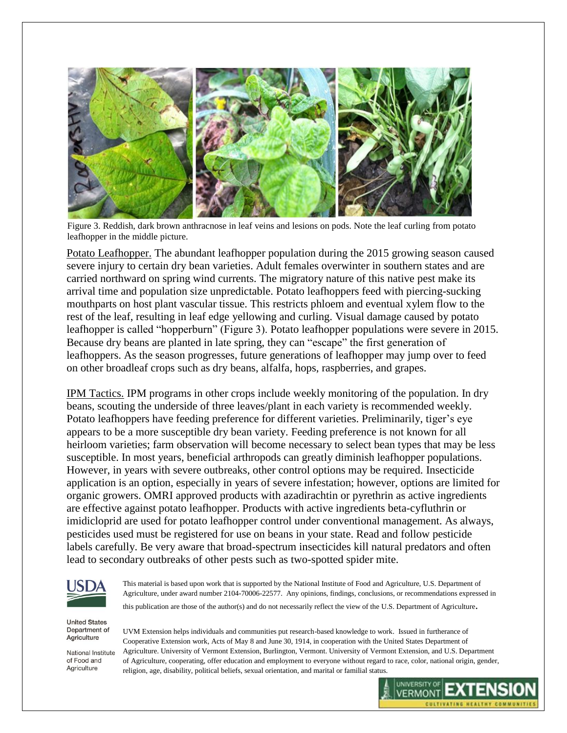Figure 3. Reddish, dark brown anthracnose in leaf veins and lesions on pods. Note the leaf curling from potato leafhopper in the middle picture.

Potato Leafhopper. The abundant leafhopper population during the 2015 growing season caused severe injury to certain dry bean varieties. Adult females overwinter in southern states and are carried northward on spring wind currents. The migratory nature of this native pest make its arrival time and population size unpredictable. Potato leafhoppers feed with piercing-sucking mouthparts on host plant vascular tissue. This restricts phloem and eventual xylem flow to the rest of the leaf, resulting in leaf edge yellowing and curling. Visual damage caused by potato leafhopper is called "hopperburn" (Figure 3). Potato leafhopper populations were severe in 2015. Because dry beans are planted in late spring, they can "escape" the first generation of leafhoppers. As the season progresses, future generations of leafhopper may jump over to feed on other broadleaf crops such as dry beans, alfalfa, hops, raspberries, and grapes.

IPM Tactics. IPM programs in other crops include weekly monitoring of the population. In dry beans, scouting the underside of three leaves/plant in each variety is recommended weekly. Potato leafhoppers have feeding preference for different varieties. Preliminarily, tiger's eye appears to be a more susceptible dry bean variety. Feeding preference is not known for all heirloom varieties; farm observation will become necessary to select bean types that may be less susceptible. In most years, beneficial arthropods can greatly diminish leafhopper populations. However, in years with severe outbreaks, other control options may be required. Insecticide application is an option, especially in years of severe infestation; however, options are limited for organic growers. OMRI approved products with azadirachtin or pyrethrin as active ingredients are effective against potato leafhopper. Products with active ingredients beta-cyfluthrin or imidicloprid are used for potato leafhopper control under conventional management. As always, pesticides used must be registered for use on beans in your state. Read and follow pesticide labels carefully. Be very aware that broad-spectrum insecticides kill natural predators and often lead to secondary outbreaks of other pests such as two-spotted spider mite.

USDA

United States Department of Agriculture

National Institute of Food and Agriculture

This material is based upon work that is supported by the National Institute of Food and Agriculture, U.S. Department of Agriculture, under award number 2104-70006-22577. Any opinions, findings, conclusions, or recommendations expressed in this publication are those of the author(s) and do not necessarily reflect the view of the U.S. Department of Agriculture.

UVM Extension helps individuals and communities put research-based knowledge to work. Issued in furtherance of Cooperative Extension work, Acts of May 8 and June 30, 1914, in cooperation with the United States Department of Agriculture. University of Vermont Extension, Burlington, Vermont. University of Vermont Extension, and U.S. Department of Agriculture, cooperating, offer education and employment to everyone without regard to race, color, national origin, gender, religion, age, disability, political beliefs, sexual orientation, and marital or familial status.

UNIVERSITY OF VERMONT EXTENSION
CULTIVATING HEALTHY COMMUNITIES